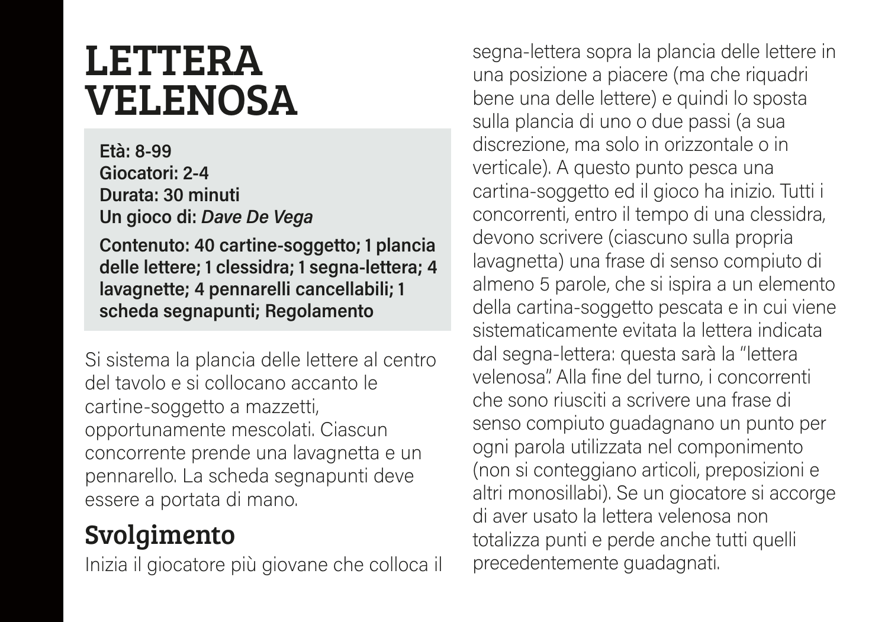# LETTERA VELENOSA

**Età: 8-99**
**Giocatori: 2-4**
**Durata: 30 minuti**
**Un gioco di:** ***Dave De Vega***

**Contenuto: 40 cartine-soggetto; 1 plancia delle lettere; 1 clessidra; 1 segna-lettera; 4 lavagnette; 4 pennarelli cancellabili; 1 scheda segnapunti; Regolamento**

Si sistema la plancia delle lettere al centro del tavolo e si collocano accanto le cartine-soggetto a mazzetti, opportunamente mescolati. Ciascun concorrente prende una lavagnetta e un pennarello. La scheda segnapunti deve essere a portata di mano.

## Svolgimento

Inizia il giocatore più giovane che colloca il segna-lettera sopra la plancia delle lettere in una posizione a piacere (ma che riquadri bene una delle lettere) e quindi lo sposta sulla plancia di uno o due passi (a sua discrezione, ma solo in orizzontale o in verticale). A questo punto pesca una cartina-soggetto ed il gioco ha inizio. Tutti i concorrenti, entro il tempo di una clessidra, devono scrivere (ciascuno sulla propria lavagnetta) una frase di senso compiuto di almeno 5 parole, che si ispira a un elemento della cartina-soggetto pescata e in cui viene sistematicamente evitata la lettera indicata dal segna-lettera: questa sarà la "lettera velenosa". Alla fine del turno, i concorrenti che sono riusciti a scrivere una frase di senso compiuto guadagnano un punto per ogni parola utilizzata nel componimento (non si conteggiano articoli, preposizioni e altri monosillabi). Se un giocatore si accorge di aver usato la lettera velenosa non totalizza punti e perde anche tutti quelli precedentemente guadagnati.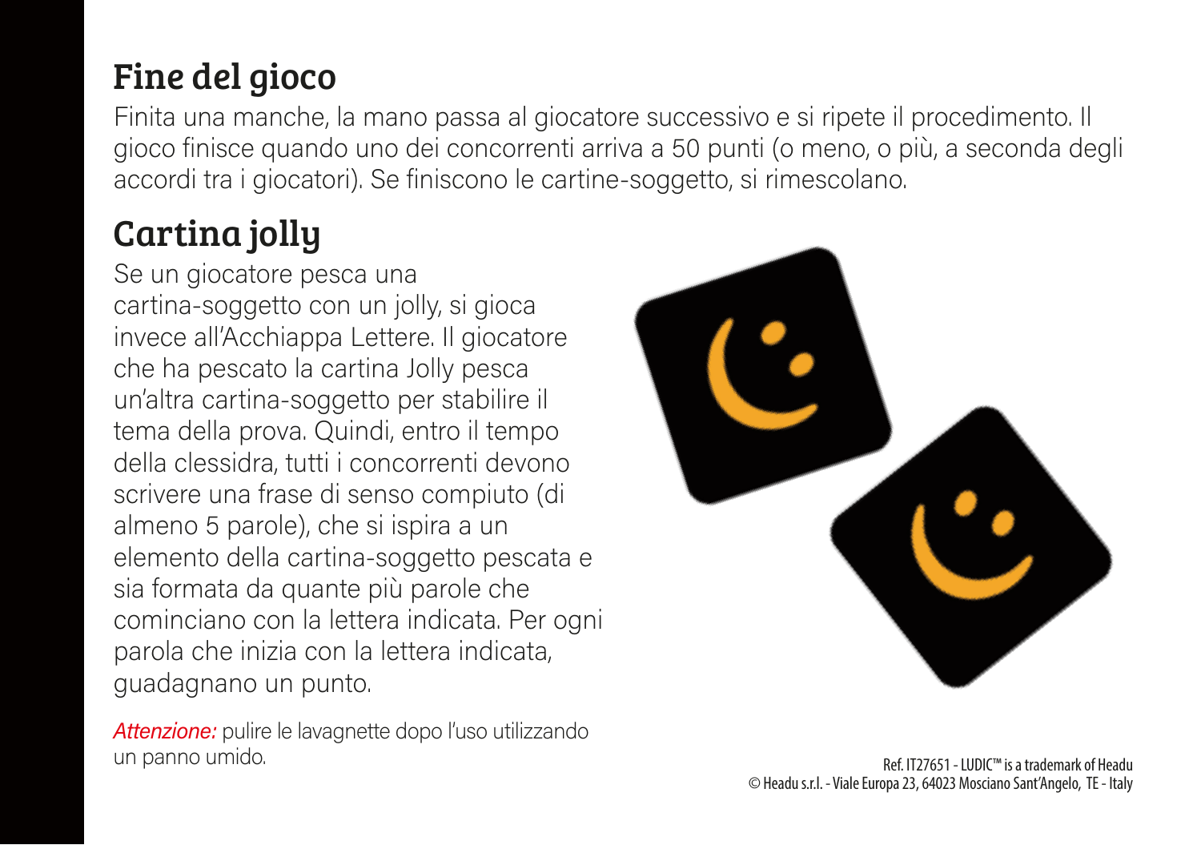## Fine del gioco

Finita una manche, la mano passa al giocatore successivo e si ripete il procedimento. Il gioco finisce quando uno dei concorrenti arriva a 50 punti (o meno, o più, a seconda degli accordi tra i giocatori). Se finiscono le cartine-soggetto, si rimescolano.

## Cartina jolly

Se un giocatore pesca una cartina-soggetto con un jolly, si gioca invece all'Acchiappa Lettere. Il giocatore che ha pescato la cartina Jolly pesca un'altra cartina-soggetto per stabilire il tema della prova. Quindi, entro il tempo della clessidra, tutti i concorrenti devono scrivere una frase di senso compiuto (di almeno 5 parole), che si ispira a un elemento della cartina-soggetto pescata e sia formata da quante più parole che cominciano con la lettera indicata. Per ogni parola che inizia con la lettera indicata, guadagnano un punto.

*Attenzione:* pulire le lavagnette dopo l'uso utilizzando un panno umido.

Ref. IT27651 - LUDIC™ is a trademark of Headu
© Headu s.r.l. - Viale Europa 23, 64023 Mosciano Sant'Angelo, TE - Italy